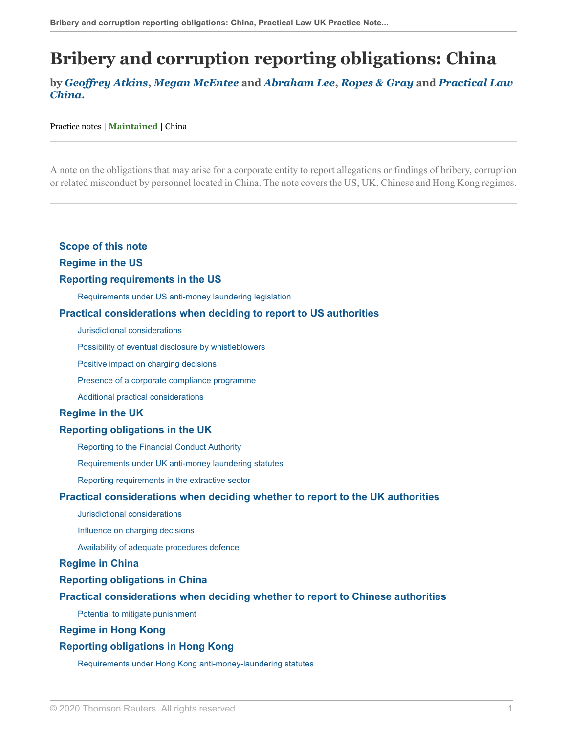# Bribery and corruption reporting obligations: China

**by *Geoffrey Atkins*, *Megan McEntee* and *Abraham Lee*, *Ropes & Gray* and *Practical Law China*.**

Practice notes | **Maintained** | China

A note on the obligations that may arise for a corporate entity to report allegations or findings of bribery, corruption or related misconduct by personnel located in China. The note covers the US, UK, Chinese and Hong Kong regimes.

- **Scope of this note**
- **Regime in the US**
- **Reporting requirements in the US**
  - Requirements under US anti-money laundering legislation
- **Practical considerations when deciding to report to US authorities**
  - Jurisdictional considerations
  - Possibility of eventual disclosure by whistleblowers
  - Positive impact on charging decisions
  - Presence of a corporate compliance programme
  - Additional practical considerations
- **Regime in the UK**
- **Reporting obligations in the UK**
  - Reporting to the Financial Conduct Authority
  - Requirements under UK anti-money laundering statutes
  - Reporting requirements in the extractive sector
- **Practical considerations when deciding whether to report to the UK authorities**
  - Jurisdictional considerations
  - Influence on charging decisions
  - Availability of adequate procedures defence
- **Regime in China**
- **Reporting obligations in China**
- **Practical considerations when deciding whether to report to Chinese authorities**
  - Potential to mitigate punishment
- **Regime in Hong Kong**
- **Reporting obligations in Hong Kong**
  - Requirements under Hong Kong anti-money-laundering statutes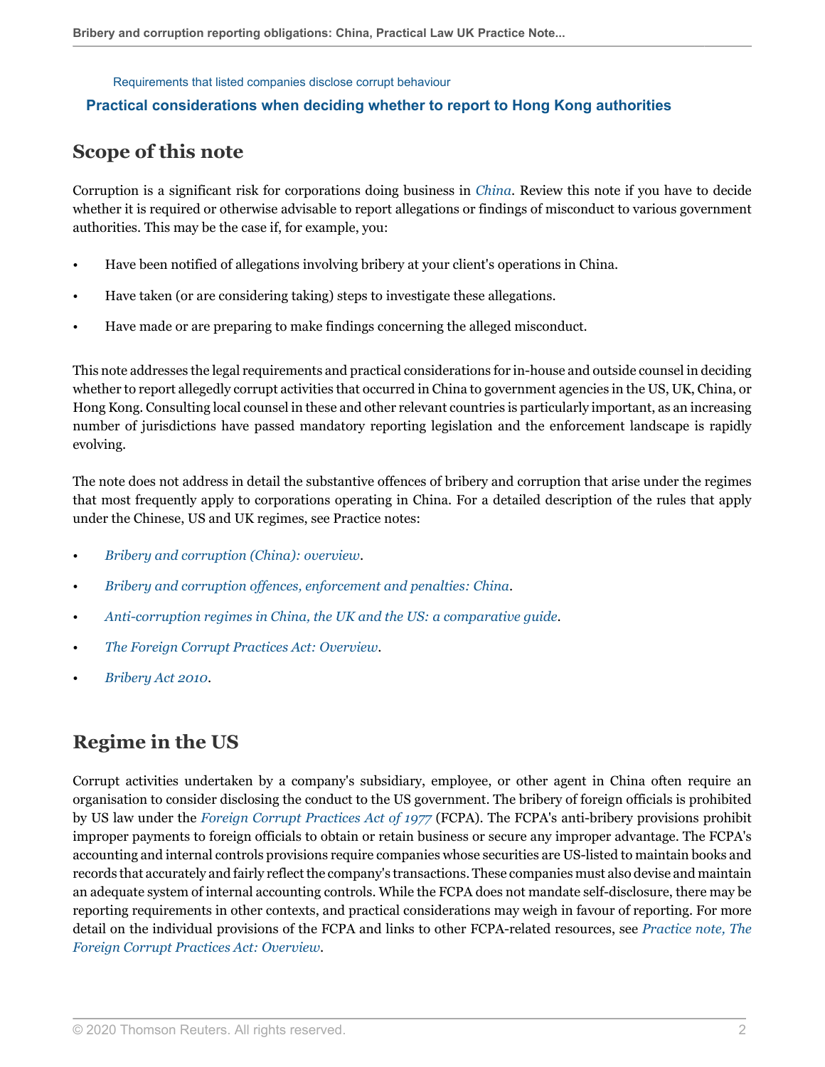Requirements that listed companies disclose corrupt behaviour

**Practical considerations when deciding whether to report to Hong Kong authorities**

## Scope of this note

Corruption is a significant risk for corporations doing business in *China*. Review this note if you have to decide whether it is required or otherwise advisable to report allegations or findings of misconduct to various government authorities. This may be the case if, for example, you:

- Have been notified of allegations involving bribery at your client's operations in China.
- Have taken (or are considering taking) steps to investigate these allegations.
- Have made or are preparing to make findings concerning the alleged misconduct.

This note addresses the legal requirements and practical considerations for in-house and outside counsel in deciding whether to report allegedly corrupt activities that occurred in China to government agencies in the US, UK, China, or Hong Kong. Consulting local counsel in these and other relevant countries is particularly important, as an increasing number of jurisdictions have passed mandatory reporting legislation and the enforcement landscape is rapidly evolving.

The note does not address in detail the substantive offences of bribery and corruption that arise under the regimes that most frequently apply to corporations operating in China. For a detailed description of the rules that apply under the Chinese, US and UK regimes, see Practice notes:

- *Bribery and corruption (China): overview*.
- *Bribery and corruption offences, enforcement and penalties: China*.
- *Anti-corruption regimes in China, the UK and the US: a comparative guide*.
- *The Foreign Corrupt Practices Act: Overview*.
- *Bribery Act 2010*.

## Regime in the US

Corrupt activities undertaken by a company's subsidiary, employee, or other agent in China often require an organisation to consider disclosing the conduct to the US government. The bribery of foreign officials is prohibited by US law under the *Foreign Corrupt Practices Act of 1977* (FCPA). The FCPA's anti-bribery provisions prohibit improper payments to foreign officials to obtain or retain business or secure any improper advantage. The FCPA's accounting and internal controls provisions require companies whose securities are US-listed to maintain books and records that accurately and fairly reflect the company's transactions. These companies must also devise and maintain an adequate system of internal accounting controls. While the FCPA does not mandate self-disclosure, there may be reporting requirements in other contexts, and practical considerations may weigh in favour of reporting. For more detail on the individual provisions of the FCPA and links to other FCPA-related resources, see *Practice note, The Foreign Corrupt Practices Act: Overview*.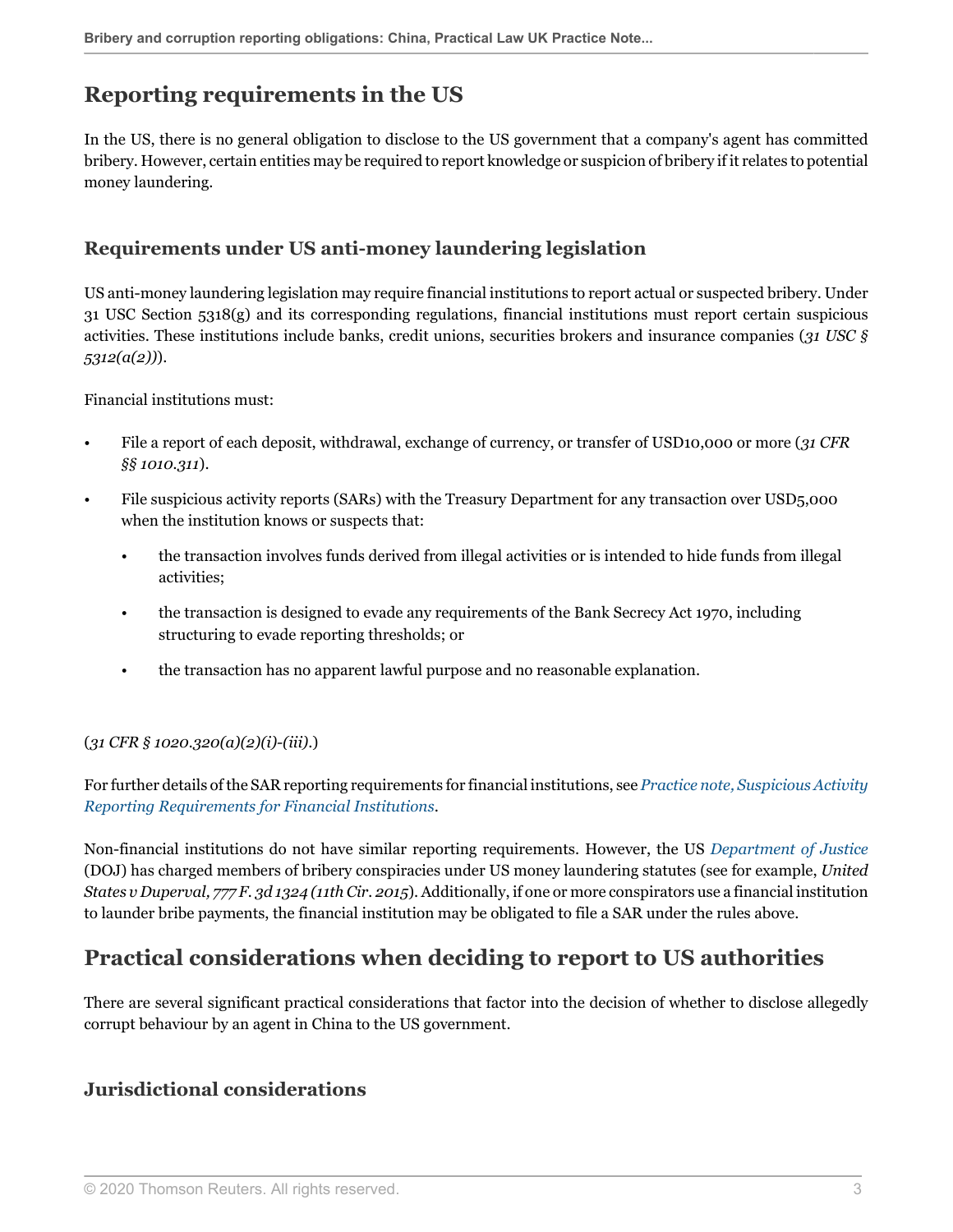## Reporting requirements in the US

In the US, there is no general obligation to disclose to the US government that a company's agent has committed bribery. However, certain entities may be required to report knowledge or suspicion of bribery if it relates to potential money laundering.

### Requirements under US anti-money laundering legislation

US anti-money laundering legislation may require financial institutions to report actual or suspected bribery. Under 31 USC Section 5318(g) and its corresponding regulations, financial institutions must report certain suspicious activities. These institutions include banks, credit unions, securities brokers and insurance companies (*31 USC § 5312(a(2))*).

Financial institutions must:

- File a report of each deposit, withdrawal, exchange of currency, or transfer of USD10,000 or more (*31 CFR §§ 1010.311*).
- File suspicious activity reports (SARs) with the Treasury Department for any transaction over USD5,000 when the institution knows or suspects that:
  - the transaction involves funds derived from illegal activities or is intended to hide funds from illegal activities;
  - the transaction is designed to evade any requirements of the Bank Secrecy Act 1970, including structuring to evade reporting thresholds; or
  - the transaction has no apparent lawful purpose and no reasonable explanation.

(*31 CFR § 1020.320(a)(2)(i)-(iii)*.)

For further details of the SAR reporting requirements for financial institutions, see *Practice note, Suspicious Activity Reporting Requirements for Financial Institutions*.

Non-financial institutions do not have similar reporting requirements. However, the US *Department of Justice* (DOJ) has charged members of bribery conspiracies under US money laundering statutes (see for example, *United States v Duperval, 777 F. 3d 1324 (11th Cir. 2015*). Additionally, if one or more conspirators use a financial institution to launder bribe payments, the financial institution may be obligated to file a SAR under the rules above.

## Practical considerations when deciding to report to US authorities

There are several significant practical considerations that factor into the decision of whether to disclose allegedly corrupt behaviour by an agent in China to the US government.

### Jurisdictional considerations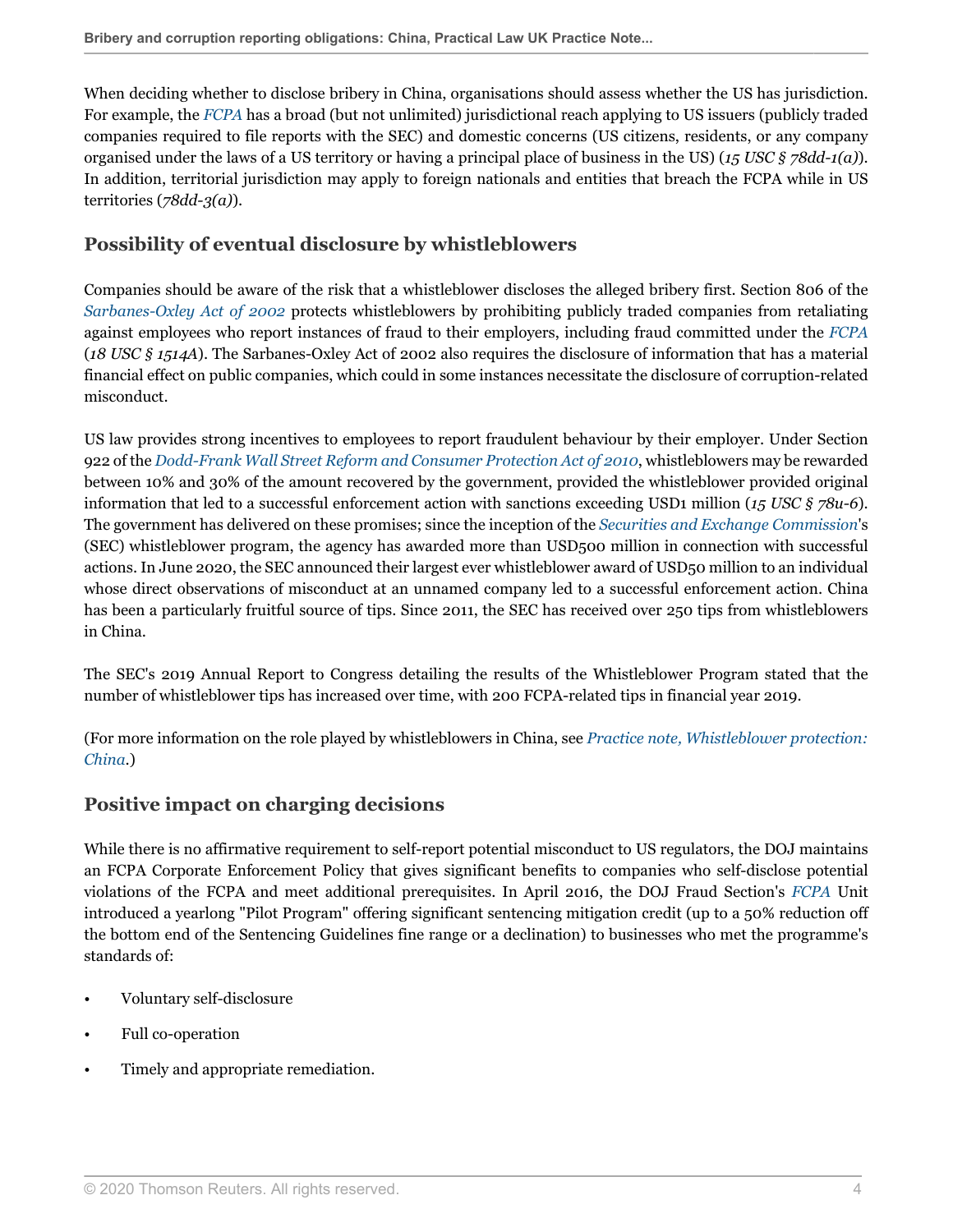When deciding whether to disclose bribery in China, organisations should assess whether the US has jurisdiction. For example, the *FCPA* has a broad (but not unlimited) jurisdictional reach applying to US issuers (publicly traded companies required to file reports with the SEC) and domestic concerns (US citizens, residents, or any company organised under the laws of a US territory or having a principal place of business in the US) (*15 USC § 78dd-1(a)*). In addition, territorial jurisdiction may apply to foreign nationals and entities that breach the FCPA while in US territories (*78dd-3(a)*).

## Possibility of eventual disclosure by whistleblowers

Companies should be aware of the risk that a whistleblower discloses the alleged bribery first. Section 806 of the *Sarbanes-Oxley Act of 2002* protects whistleblowers by prohibiting publicly traded companies from retaliating against employees who report instances of fraud to their employers, including fraud committed under the *FCPA* (*18 USC § 1514A*). The Sarbanes-Oxley Act of 2002 also requires the disclosure of information that has a material financial effect on public companies, which could in some instances necessitate the disclosure of corruption-related misconduct.

US law provides strong incentives to employees to report fraudulent behaviour by their employer. Under Section 922 of the *Dodd-Frank Wall Street Reform and Consumer Protection Act of 2010*, whistleblowers may be rewarded between 10% and 30% of the amount recovered by the government, provided the whistleblower provided original information that led to a successful enforcement action with sanctions exceeding USD1 million (*15 USC § 78u-6*). The government has delivered on these promises; since the inception of the *Securities and Exchange Commission*'s (SEC) whistleblower program, the agency has awarded more than USD500 million in connection with successful actions. In June 2020, the SEC announced their largest ever whistleblower award of USD50 million to an individual whose direct observations of misconduct at an unnamed company led to a successful enforcement action. China has been a particularly fruitful source of tips. Since 2011, the SEC has received over 250 tips from whistleblowers in China.

The SEC's 2019 Annual Report to Congress detailing the results of the Whistleblower Program stated that the number of whistleblower tips has increased over time, with 200 FCPA-related tips in financial year 2019.

(For more information on the role played by whistleblowers in China, see *Practice note, Whistleblower protection: China*.)

## Positive impact on charging decisions

While there is no affirmative requirement to self-report potential misconduct to US regulators, the DOJ maintains an FCPA Corporate Enforcement Policy that gives significant benefits to companies who self-disclose potential violations of the FCPA and meet additional prerequisites. In April 2016, the DOJ Fraud Section's *FCPA* Unit introduced a yearlong "Pilot Program" offering significant sentencing mitigation credit (up to a 50% reduction off the bottom end of the Sentencing Guidelines fine range or a declination) to businesses who met the programme's standards of:

- Voluntary self-disclosure
- Full co-operation
- Timely and appropriate remediation.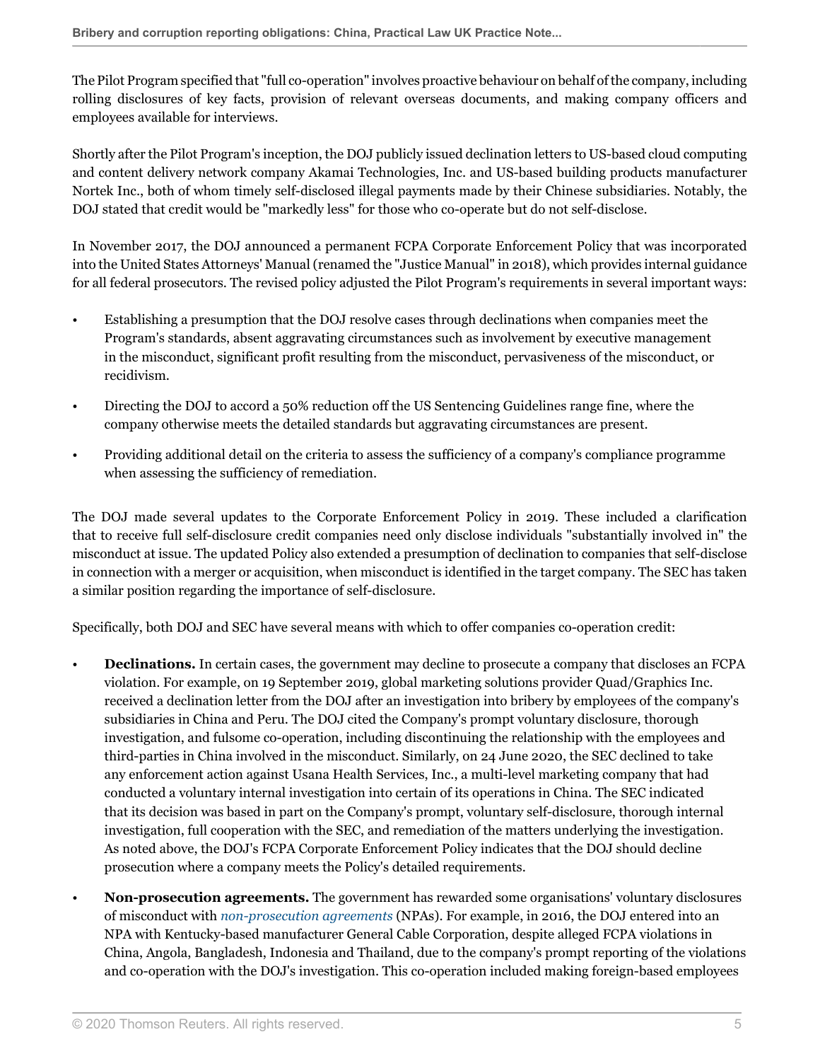The Pilot Program specified that "full co-operation" involves proactive behaviour on behalf of the company, including rolling disclosures of key facts, provision of relevant overseas documents, and making company officers and employees available for interviews.

Shortly after the Pilot Program's inception, the DOJ publicly issued declination letters to US-based cloud computing and content delivery network company Akamai Technologies, Inc. and US-based building products manufacturer Nortek Inc., both of whom timely self-disclosed illegal payments made by their Chinese subsidiaries. Notably, the DOJ stated that credit would be "markedly less" for those who co-operate but do not self-disclose.

In November 2017, the DOJ announced a permanent FCPA Corporate Enforcement Policy that was incorporated into the United States Attorneys' Manual (renamed the "Justice Manual" in 2018), which provides internal guidance for all federal prosecutors. The revised policy adjusted the Pilot Program's requirements in several important ways:

- Establishing a presumption that the DOJ resolve cases through declinations when companies meet the Program's standards, absent aggravating circumstances such as involvement by executive management in the misconduct, significant profit resulting from the misconduct, pervasiveness of the misconduct, or recidivism.
- Directing the DOJ to accord a 50% reduction off the US Sentencing Guidelines range fine, where the company otherwise meets the detailed standards but aggravating circumstances are present.
- Providing additional detail on the criteria to assess the sufficiency of a company's compliance programme when assessing the sufficiency of remediation.

The DOJ made several updates to the Corporate Enforcement Policy in 2019. These included a clarification that to receive full self-disclosure credit companies need only disclose individuals "substantially involved in" the misconduct at issue. The updated Policy also extended a presumption of declination to companies that self-disclose in connection with a merger or acquisition, when misconduct is identified in the target company. The SEC has taken a similar position regarding the importance of self-disclosure.

Specifically, both DOJ and SEC have several means with which to offer companies co-operation credit:

- **Declinations.** In certain cases, the government may decline to prosecute a company that discloses an FCPA violation. For example, on 19 September 2019, global marketing solutions provider Quad/Graphics Inc. received a declination letter from the DOJ after an investigation into bribery by employees of the company's subsidiaries in China and Peru. The DOJ cited the Company's prompt voluntary disclosure, thorough investigation, and fulsome co-operation, including discontinuing the relationship with the employees and third-parties in China involved in the misconduct. Similarly, on 24 June 2020, the SEC declined to take any enforcement action against Usana Health Services, Inc., a multi-level marketing company that had conducted a voluntary internal investigation into certain of its operations in China. The SEC indicated that its decision was based in part on the Company's prompt, voluntary self-disclosure, thorough internal investigation, full cooperation with the SEC, and remediation of the matters underlying the investigation. As noted above, the DOJ's FCPA Corporate Enforcement Policy indicates that the DOJ should decline prosecution where a company meets the Policy's detailed requirements.
- **Non-prosecution agreements.** The government has rewarded some organisations' voluntary disclosures of misconduct with *non-prosecution agreements* (NPAs). For example, in 2016, the DOJ entered into an NPA with Kentucky-based manufacturer General Cable Corporation, despite alleged FCPA violations in China, Angola, Bangladesh, Indonesia and Thailand, due to the company's prompt reporting of the violations and co-operation with the DOJ's investigation. This co-operation included making foreign-based employees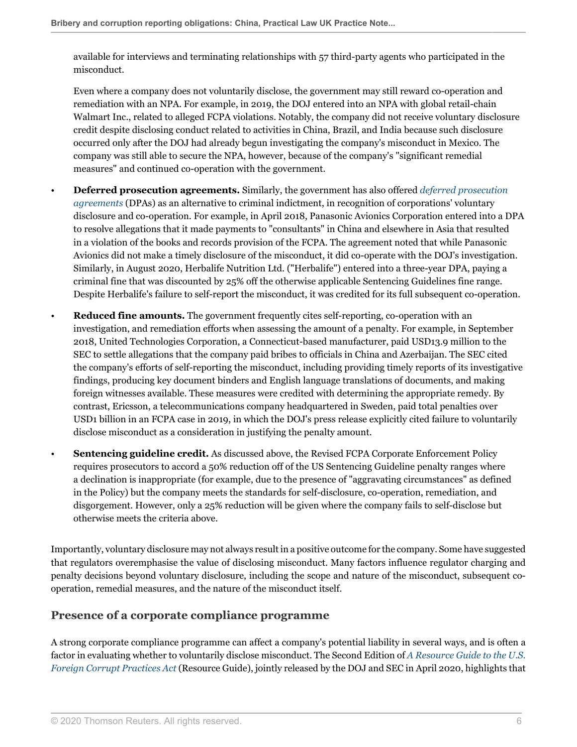available for interviews and terminating relationships with 57 third-party agents who participated in the misconduct.

Even where a company does not voluntarily disclose, the government may still reward co-operation and remediation with an NPA. For example, in 2019, the DOJ entered into an NPA with global retail-chain Walmart Inc., related to alleged FCPA violations. Notably, the company did not receive voluntary disclosure credit despite disclosing conduct related to activities in China, Brazil, and India because such disclosure occurred only after the DOJ had already begun investigating the company's misconduct in Mexico. The company was still able to secure the NPA, however, because of the company's "significant remedial measures" and continued co-operation with the government.

- **Deferred prosecution agreements.** Similarly, the government has also offered *deferred prosecution agreements* (DPAs) as an alternative to criminal indictment, in recognition of corporations' voluntary disclosure and co-operation. For example, in April 2018, Panasonic Avionics Corporation entered into a DPA to resolve allegations that it made payments to "consultants" in China and elsewhere in Asia that resulted in a violation of the books and records provision of the FCPA. The agreement noted that while Panasonic Avionics did not make a timely disclosure of the misconduct, it did co-operate with the DOJ's investigation. Similarly, in August 2020, Herbalife Nutrition Ltd. ("Herbalife") entered into a three-year DPA, paying a criminal fine that was discounted by 25% off the otherwise applicable Sentencing Guidelines fine range. Despite Herbalife's failure to self-report the misconduct, it was credited for its full subsequent co-operation.
- **Reduced fine amounts.** The government frequently cites self-reporting, co-operation with an investigation, and remediation efforts when assessing the amount of a penalty. For example, in September 2018, United Technologies Corporation, a Connecticut-based manufacturer, paid USD13.9 million to the SEC to settle allegations that the company paid bribes to officials in China and Azerbaijan. The SEC cited the company's efforts of self-reporting the misconduct, including providing timely reports of its investigative findings, producing key document binders and English language translations of documents, and making foreign witnesses available. These measures were credited with determining the appropriate remedy. By contrast, Ericsson, a telecommunications company headquartered in Sweden, paid total penalties over USD1 billion in an FCPA case in 2019, in which the DOJ's press release explicitly cited failure to voluntarily disclose misconduct as a consideration in justifying the penalty amount.
- **Sentencing guideline credit.** As discussed above, the Revised FCPA Corporate Enforcement Policy requires prosecutors to accord a 50% reduction off of the US Sentencing Guideline penalty ranges where a declination is inappropriate (for example, due to the presence of "aggravating circumstances" as defined in the Policy) but the company meets the standards for self-disclosure, co-operation, remediation, and disgorgement. However, only a 25% reduction will be given where the company fails to self-disclose but otherwise meets the criteria above.

Importantly, voluntary disclosure may not always result in a positive outcome for the company. Some have suggested that regulators overemphasise the value of disclosing misconduct. Many factors influence regulator charging and penalty decisions beyond voluntary disclosure, including the scope and nature of the misconduct, subsequent co-operation, remedial measures, and the nature of the misconduct itself.

## Presence of a corporate compliance programme

A strong corporate compliance programme can affect a company's potential liability in several ways, and is often a factor in evaluating whether to voluntarily disclose misconduct. The Second Edition of *A Resource Guide to the U.S. Foreign Corrupt Practices Act* (Resource Guide), jointly released by the DOJ and SEC in April 2020, highlights that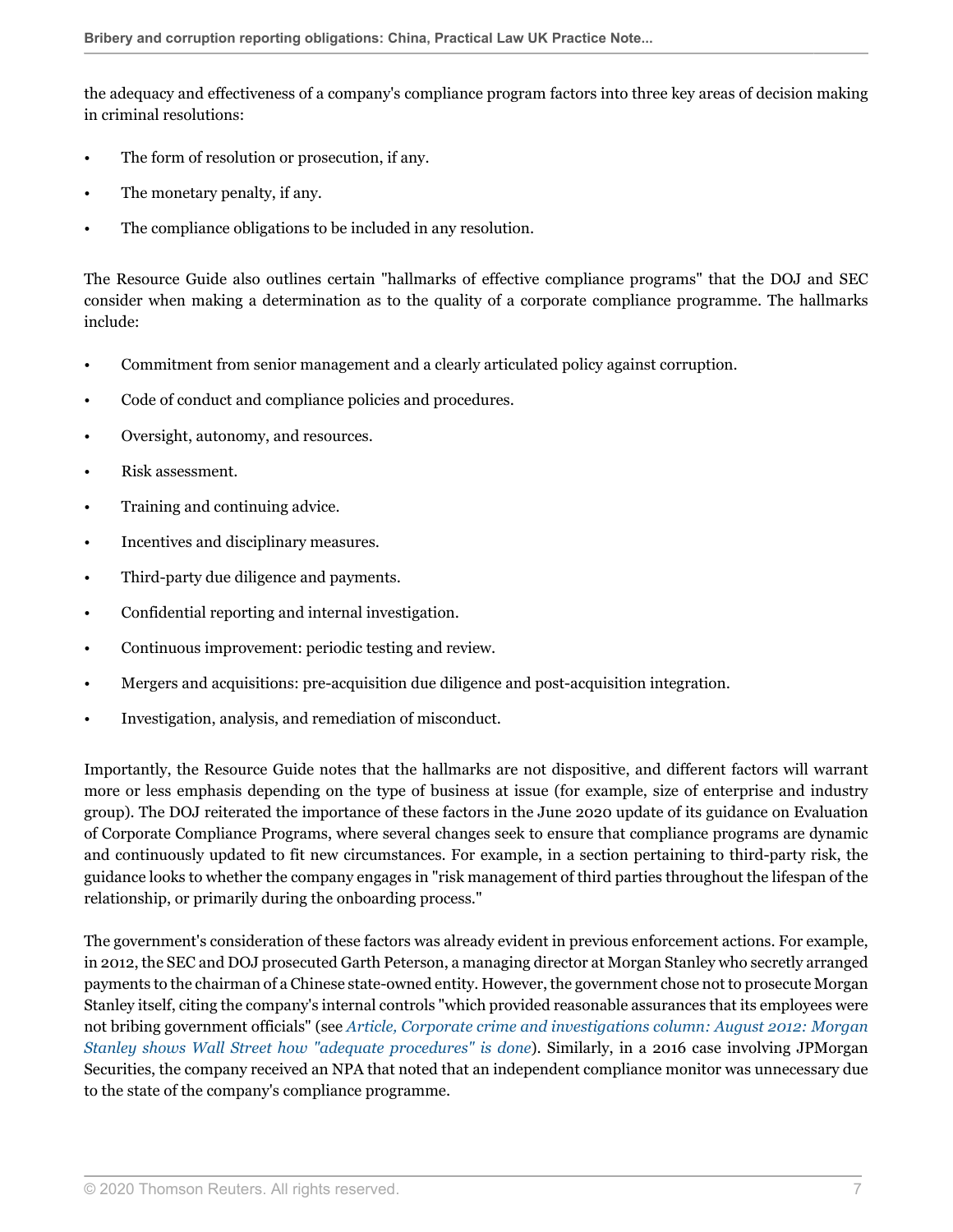the adequacy and effectiveness of a company's compliance program factors into three key areas of decision making in criminal resolutions:

- The form of resolution or prosecution, if any.
- The monetary penalty, if any.
- The compliance obligations to be included in any resolution.

The Resource Guide also outlines certain "hallmarks of effective compliance programs" that the DOJ and SEC consider when making a determination as to the quality of a corporate compliance programme. The hallmarks include:

- Commitment from senior management and a clearly articulated policy against corruption.
- Code of conduct and compliance policies and procedures.
- Oversight, autonomy, and resources.
- Risk assessment.
- Training and continuing advice.
- Incentives and disciplinary measures.
- Third-party due diligence and payments.
- Confidential reporting and internal investigation.
- Continuous improvement: periodic testing and review.
- Mergers and acquisitions: pre-acquisition due diligence and post-acquisition integration.
- Investigation, analysis, and remediation of misconduct.

Importantly, the Resource Guide notes that the hallmarks are not dispositive, and different factors will warrant more or less emphasis depending on the type of business at issue (for example, size of enterprise and industry group). The DOJ reiterated the importance of these factors in the June 2020 update of its guidance on Evaluation of Corporate Compliance Programs, where several changes seek to ensure that compliance programs are dynamic and continuously updated to fit new circumstances. For example, in a section pertaining to third-party risk, the guidance looks to whether the company engages in "risk management of third parties throughout the lifespan of the relationship, or primarily during the onboarding process."

The government's consideration of these factors was already evident in previous enforcement actions. For example, in 2012, the SEC and DOJ prosecuted Garth Peterson, a managing director at Morgan Stanley who secretly arranged payments to the chairman of a Chinese state-owned entity. However, the government chose not to prosecute Morgan Stanley itself, citing the company's internal controls "which provided reasonable assurances that its employees were not bribing government officials" (see *Article, Corporate crime and investigations column: August 2012: Morgan Stanley shows Wall Street how "adequate procedures" is done*). Similarly, in a 2016 case involving JPMorgan Securities, the company received an NPA that noted that an independent compliance monitor was unnecessary due to the state of the company's compliance programme.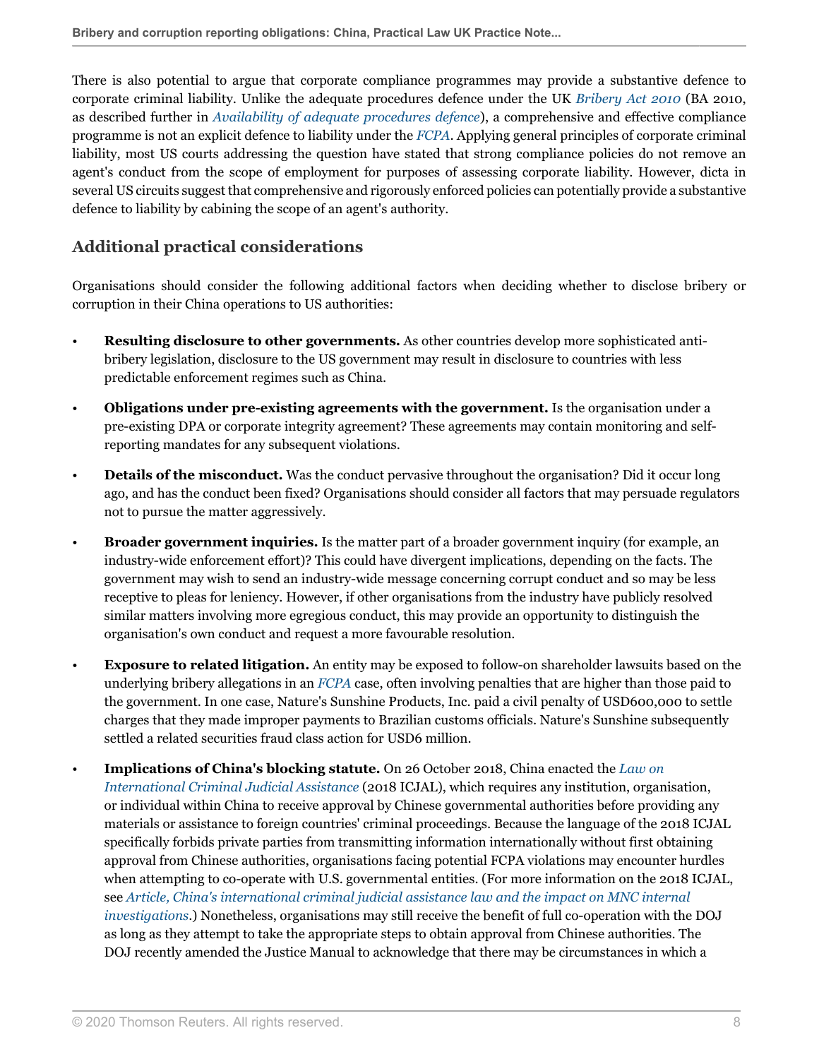There is also potential to argue that corporate compliance programmes may provide a substantive defence to corporate criminal liability. Unlike the adequate procedures defence under the UK *Bribery Act 2010* (BA 2010, as described further in *Availability of adequate procedures defence*), a comprehensive and effective compliance programme is not an explicit defence to liability under the *FCPA*. Applying general principles of corporate criminal liability, most US courts addressing the question have stated that strong compliance policies do not remove an agent's conduct from the scope of employment for purposes of assessing corporate liability. However, dicta in several US circuits suggest that comprehensive and rigorously enforced policies can potentially provide a substantive defence to liability by cabining the scope of an agent's authority.

## Additional practical considerations

Organisations should consider the following additional factors when deciding whether to disclose bribery or corruption in their China operations to US authorities:

- **Resulting disclosure to other governments.** As other countries develop more sophisticated anti-bribery legislation, disclosure to the US government may result in disclosure to countries with less predictable enforcement regimes such as China.
- **Obligations under pre-existing agreements with the government.** Is the organisation under a pre-existing DPA or corporate integrity agreement? These agreements may contain monitoring and self-reporting mandates for any subsequent violations.
- **Details of the misconduct.** Was the conduct pervasive throughout the organisation? Did it occur long ago, and has the conduct been fixed? Organisations should consider all factors that may persuade regulators not to pursue the matter aggressively.
- **Broader government inquiries.** Is the matter part of a broader government inquiry (for example, an industry-wide enforcement effort)? This could have divergent implications, depending on the facts. The government may wish to send an industry-wide message concerning corrupt conduct and so may be less receptive to pleas for leniency. However, if other organisations from the industry have publicly resolved similar matters involving more egregious conduct, this may provide an opportunity to distinguish the organisation's own conduct and request a more favourable resolution.
- **Exposure to related litigation.** An entity may be exposed to follow-on shareholder lawsuits based on the underlying bribery allegations in an *FCPA* case, often involving penalties that are higher than those paid to the government. In one case, Nature's Sunshine Products, Inc. paid a civil penalty of USD600,000 to settle charges that they made improper payments to Brazilian customs officials. Nature's Sunshine subsequently settled a related securities fraud class action for USD6 million.
- **Implications of China's blocking statute.** On 26 October 2018, China enacted the *Law on International Criminal Judicial Assistance* (2018 ICJAL), which requires any institution, organisation, or individual within China to receive approval by Chinese governmental authorities before providing any materials or assistance to foreign countries' criminal proceedings. Because the language of the 2018 ICJAL specifically forbids private parties from transmitting information internationally without first obtaining approval from Chinese authorities, organisations facing potential FCPA violations may encounter hurdles when attempting to co-operate with U.S. governmental entities. (For more information on the 2018 ICJAL, see *Article, China's international criminal judicial assistance law and the impact on MNC internal investigations*.) Nonetheless, organisations may still receive the benefit of full co-operation with the DOJ as long as they attempt to take the appropriate steps to obtain approval from Chinese authorities. The DOJ recently amended the Justice Manual to acknowledge that there may be circumstances in which a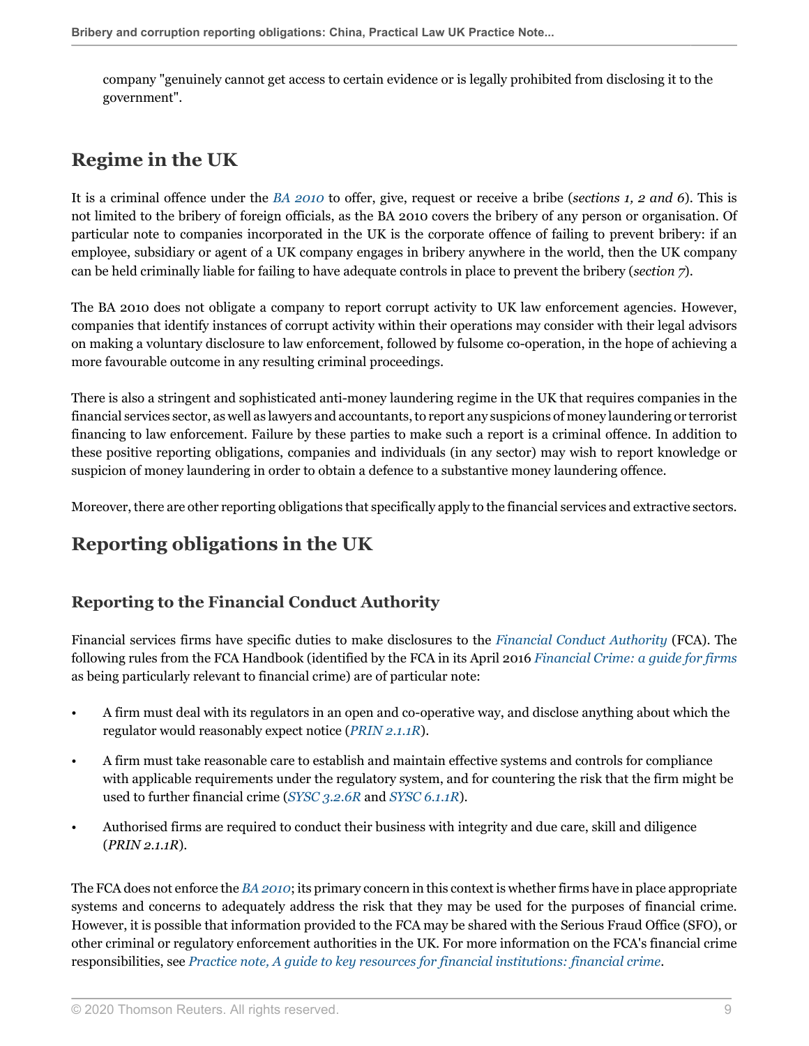company "genuinely cannot get access to certain evidence or is legally prohibited from disclosing it to the government".

## Regime in the UK

It is a criminal offence under the *BA 2010* to offer, give, request or receive a bribe (*sections 1, 2 and 6*). This is not limited to the bribery of foreign officials, as the BA 2010 covers the bribery of any person or organisation. Of particular note to companies incorporated in the UK is the corporate offence of failing to prevent bribery: if an employee, subsidiary or agent of a UK company engages in bribery anywhere in the world, then the UK company can be held criminally liable for failing to have adequate controls in place to prevent the bribery (*section 7*).

The BA 2010 does not obligate a company to report corrupt activity to UK law enforcement agencies. However, companies that identify instances of corrupt activity within their operations may consider with their legal advisors on making a voluntary disclosure to law enforcement, followed by fulsome co-operation, in the hope of achieving a more favourable outcome in any resulting criminal proceedings.

There is also a stringent and sophisticated anti-money laundering regime in the UK that requires companies in the financial services sector, as well as lawyers and accountants, to report any suspicions of money laundering or terrorist financing to law enforcement. Failure by these parties to make such a report is a criminal offence. In addition to these positive reporting obligations, companies and individuals (in any sector) may wish to report knowledge or suspicion of money laundering in order to obtain a defence to a substantive money laundering offence.

Moreover, there are other reporting obligations that specifically apply to the financial services and extractive sectors.

## Reporting obligations in the UK

### Reporting to the Financial Conduct Authority

Financial services firms have specific duties to make disclosures to the *Financial Conduct Authority* (FCA). The following rules from the FCA Handbook (identified by the FCA in its April 2016 *Financial Crime: a guide for firms* as being particularly relevant to financial crime) are of particular note:

- A firm must deal with its regulators in an open and co-operative way, and disclose anything about which the regulator would reasonably expect notice (*PRIN 2.1.1R*).
- A firm must take reasonable care to establish and maintain effective systems and controls for compliance with applicable requirements under the regulatory system, and for countering the risk that the firm might be used to further financial crime (*SYSC 3.2.6R* and *SYSC 6.1.1R*).
- Authorised firms are required to conduct their business with integrity and due care, skill and diligence (*PRIN 2.1.1R*).

The FCA does not enforce the *BA 2010*; its primary concern in this context is whether firms have in place appropriate systems and concerns to adequately address the risk that they may be used for the purposes of financial crime. However, it is possible that information provided to the FCA may be shared with the Serious Fraud Office (SFO), or other criminal or regulatory enforcement authorities in the UK. For more information on the FCA's financial crime responsibilities, see *Practice note, A guide to key resources for financial institutions: financial crime*.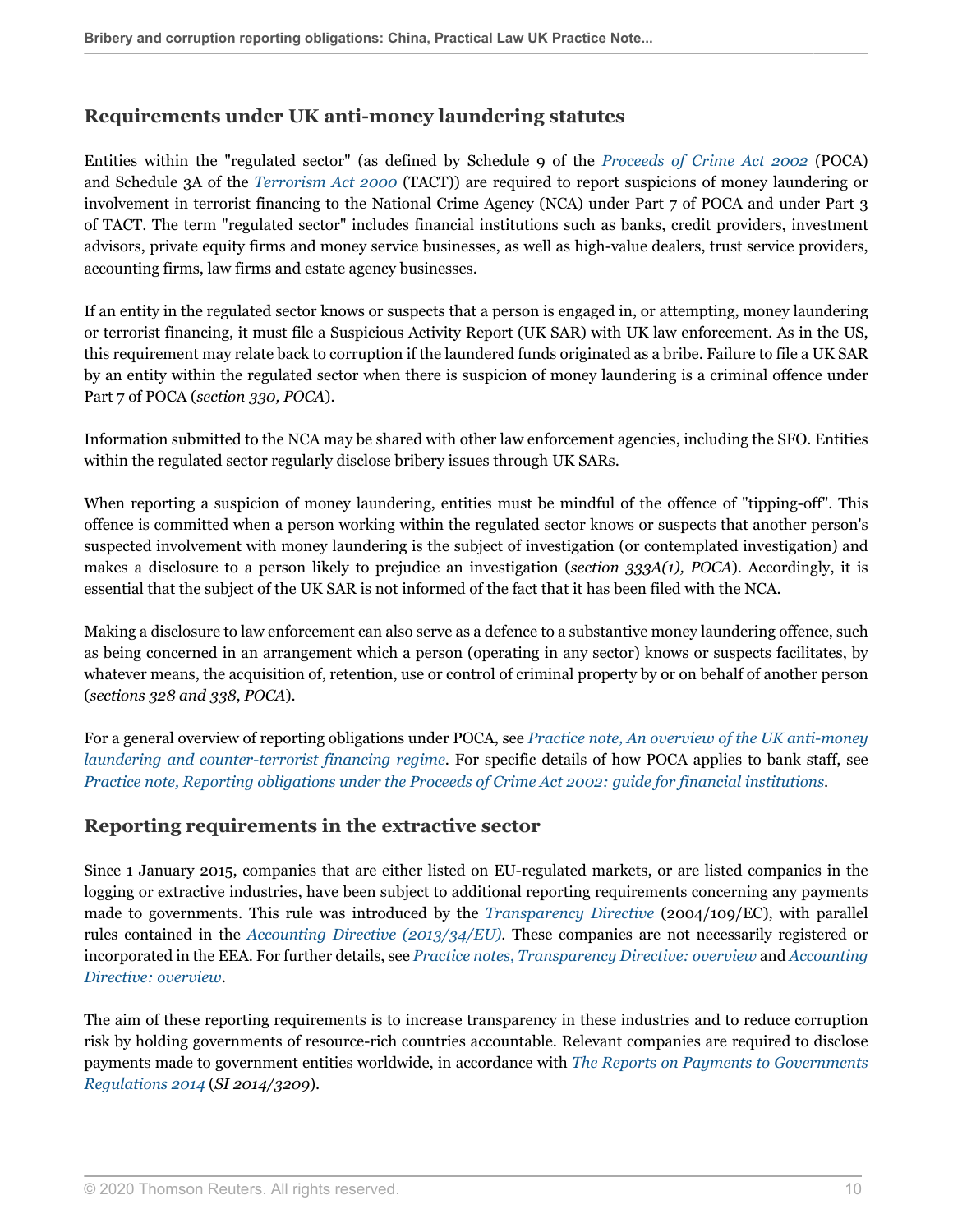## Requirements under UK anti-money laundering statutes

Entities within the "regulated sector" (as defined by Schedule 9 of the *Proceeds of Crime Act 2002* (POCA) and Schedule 3A of the *Terrorism Act 2000* (TACT)) are required to report suspicions of money laundering or involvement in terrorist financing to the National Crime Agency (NCA) under Part 7 of POCA and under Part 3 of TACT. The term "regulated sector" includes financial institutions such as banks, credit providers, investment advisors, private equity firms and money service businesses, as well as high-value dealers, trust service providers, accounting firms, law firms and estate agency businesses.

If an entity in the regulated sector knows or suspects that a person is engaged in, or attempting, money laundering or terrorist financing, it must file a Suspicious Activity Report (UK SAR) with UK law enforcement. As in the US, this requirement may relate back to corruption if the laundered funds originated as a bribe. Failure to file a UK SAR by an entity within the regulated sector when there is suspicion of money laundering is a criminal offence under Part 7 of POCA (*section 330, POCA*).

Information submitted to the NCA may be shared with other law enforcement agencies, including the SFO. Entities within the regulated sector regularly disclose bribery issues through UK SARs.

When reporting a suspicion of money laundering, entities must be mindful of the offence of "tipping-off". This offence is committed when a person working within the regulated sector knows or suspects that another person's suspected involvement with money laundering is the subject of investigation (or contemplated investigation) and makes a disclosure to a person likely to prejudice an investigation (*section 333A(1), POCA*). Accordingly, it is essential that the subject of the UK SAR is not informed of the fact that it has been filed with the NCA.

Making a disclosure to law enforcement can also serve as a defence to a substantive money laundering offence, such as being concerned in an arrangement which a person (operating in any sector) knows or suspects facilitates, by whatever means, the acquisition of, retention, use or control of criminal property by or on behalf of another person (*sections 328 and 338, POCA*).

For a general overview of reporting obligations under POCA, see *Practice note, An overview of the UK anti-money laundering and counter-terrorist financing regime*. For specific details of how POCA applies to bank staff, see *Practice note, Reporting obligations under the Proceeds of Crime Act 2002: guide for financial institutions*.

## Reporting requirements in the extractive sector

Since 1 January 2015, companies that are either listed on EU-regulated markets, or are listed companies in the logging or extractive industries, have been subject to additional reporting requirements concerning any payments made to governments. This rule was introduced by the *Transparency Directive* (2004/109/EC), with parallel rules contained in the *Accounting Directive (2013/34/EU)*. These companies are not necessarily registered or incorporated in the EEA. For further details, see *Practice notes, Transparency Directive: overview* and *Accounting Directive: overview*.

The aim of these reporting requirements is to increase transparency in these industries and to reduce corruption risk by holding governments of resource-rich countries accountable. Relevant companies are required to disclose payments made to government entities worldwide, in accordance with *The Reports on Payments to Governments Regulations 2014* (*SI 2014/3209*).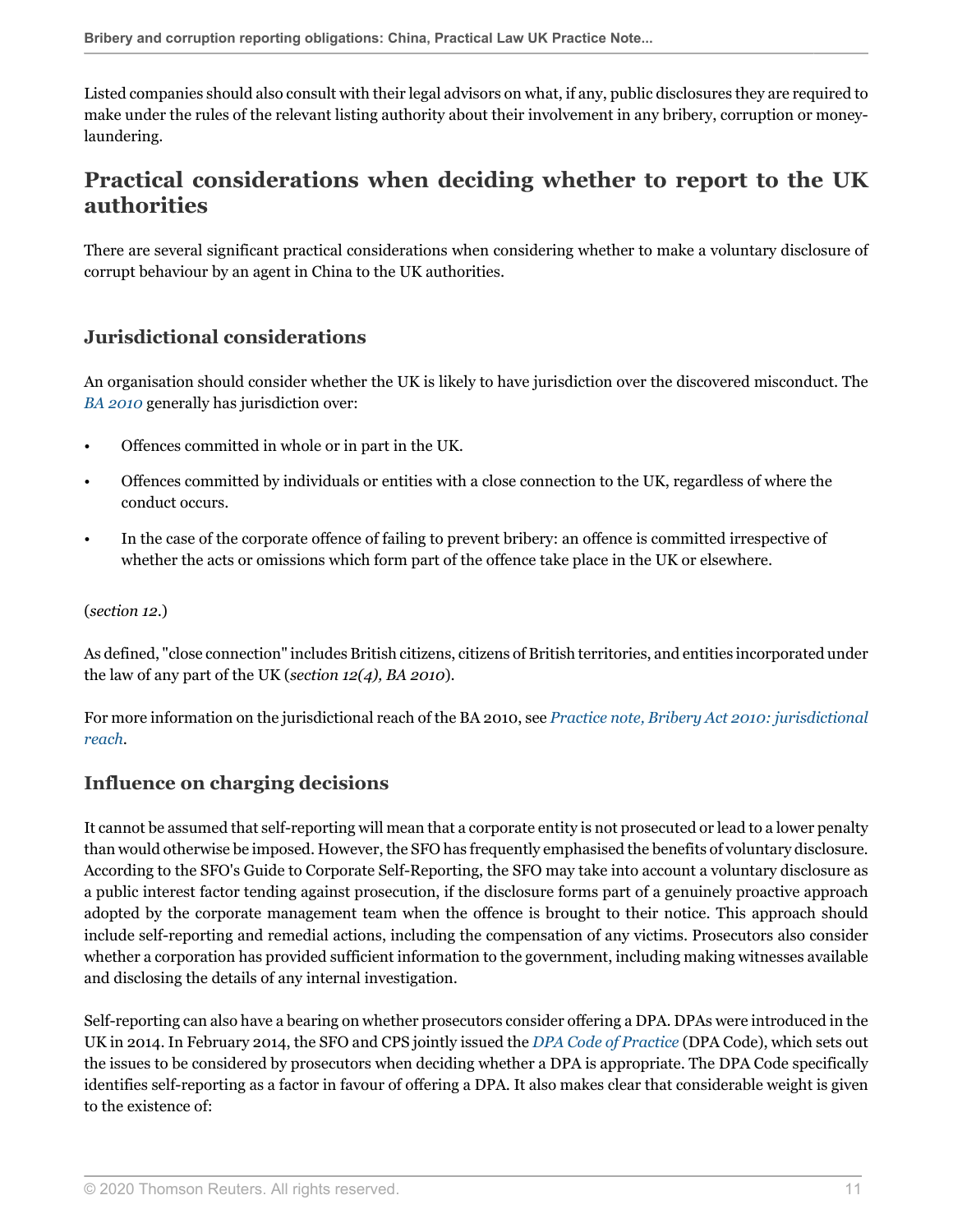Listed companies should also consult with their legal advisors on what, if any, public disclosures they are required to make under the rules of the relevant listing authority about their involvement in any bribery, corruption or money-laundering.

## Practical considerations when deciding whether to report to the UK authorities

There are several significant practical considerations when considering whether to make a voluntary disclosure of corrupt behaviour by an agent in China to the UK authorities.

### Jurisdictional considerations

An organisation should consider whether the UK is likely to have jurisdiction over the discovered misconduct. The *BA 2010* generally has jurisdiction over:

- Offences committed in whole or in part in the UK.
- Offences committed by individuals or entities with a close connection to the UK, regardless of where the conduct occurs.
- In the case of the corporate offence of failing to prevent bribery: an offence is committed irrespective of whether the acts or omissions which form part of the offence take place in the UK or elsewhere.

(*section 12*.)

As defined, "close connection" includes British citizens, citizens of British territories, and entities incorporated under the law of any part of the UK (*section 12(4), BA 2010*).

For more information on the jurisdictional reach of the BA 2010, see *Practice note, Bribery Act 2010: jurisdictional reach*.

### Influence on charging decisions

It cannot be assumed that self-reporting will mean that a corporate entity is not prosecuted or lead to a lower penalty than would otherwise be imposed. However, the SFO has frequently emphasised the benefits of voluntary disclosure. According to the SFO's Guide to Corporate Self-Reporting, the SFO may take into account a voluntary disclosure as a public interest factor tending against prosecution, if the disclosure forms part of a genuinely proactive approach adopted by the corporate management team when the offence is brought to their notice. This approach should include self-reporting and remedial actions, including the compensation of any victims. Prosecutors also consider whether a corporation has provided sufficient information to the government, including making witnesses available and disclosing the details of any internal investigation.

Self-reporting can also have a bearing on whether prosecutors consider offering a DPA. DPAs were introduced in the UK in 2014. In February 2014, the SFO and CPS jointly issued the *DPA Code of Practice* (DPA Code), which sets out the issues to be considered by prosecutors when deciding whether a DPA is appropriate. The DPA Code specifically identifies self-reporting as a factor in favour of offering a DPA. It also makes clear that considerable weight is given to the existence of: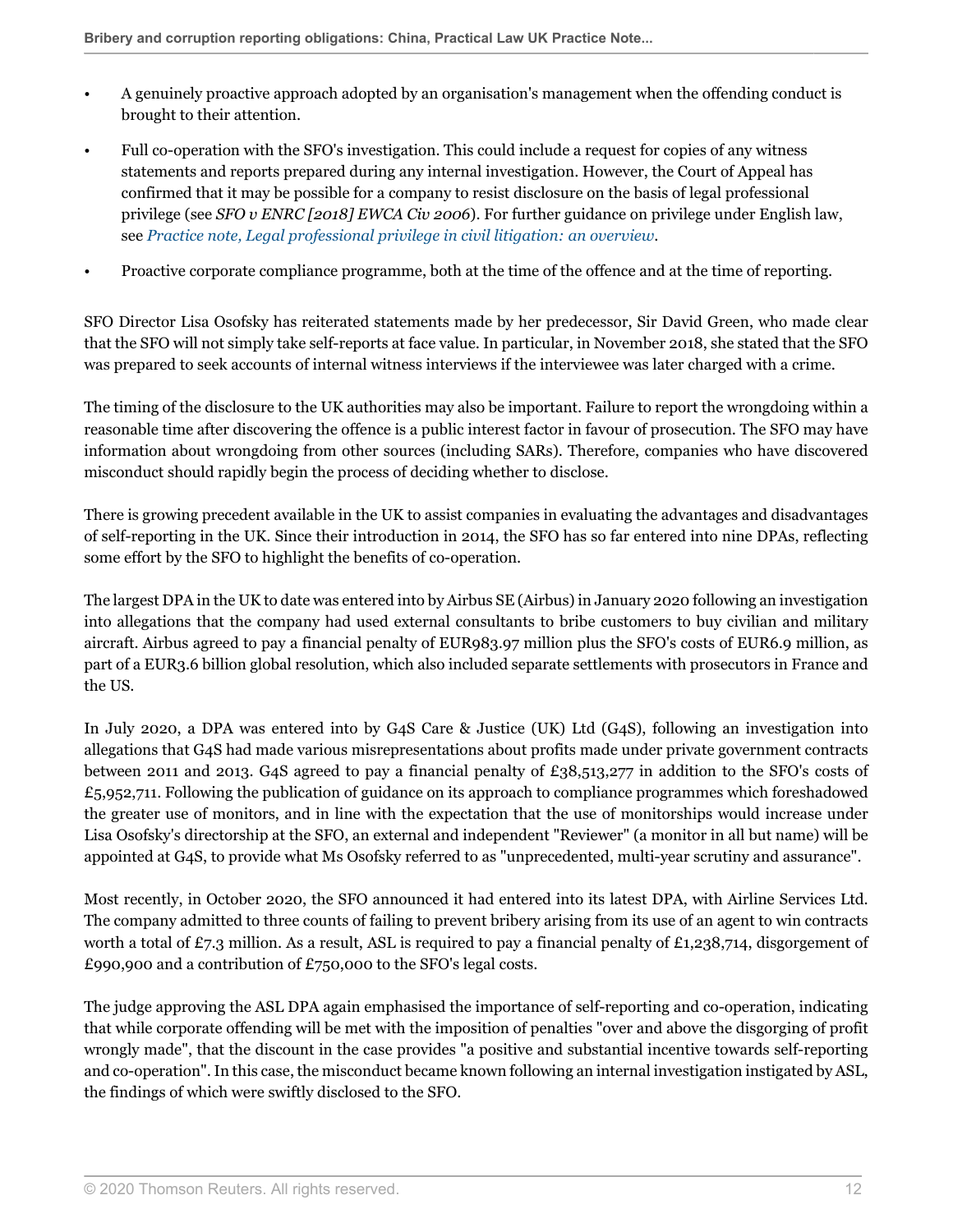- A genuinely proactive approach adopted by an organisation's management when the offending conduct is brought to their attention.
- Full co-operation with the SFO's investigation. This could include a request for copies of any witness statements and reports prepared during any internal investigation. However, the Court of Appeal has confirmed that it may be possible for a company to resist disclosure on the basis of legal professional privilege (see *SFO v ENRC [2018] EWCA Civ 2006*). For further guidance on privilege under English law, see *Practice note, Legal professional privilege in civil litigation: an overview*.
- Proactive corporate compliance programme, both at the time of the offence and at the time of reporting.

SFO Director Lisa Osofsky has reiterated statements made by her predecessor, Sir David Green, who made clear that the SFO will not simply take self-reports at face value. In particular, in November 2018, she stated that the SFO was prepared to seek accounts of internal witness interviews if the interviewee was later charged with a crime.

The timing of the disclosure to the UK authorities may also be important. Failure to report the wrongdoing within a reasonable time after discovering the offence is a public interest factor in favour of prosecution. The SFO may have information about wrongdoing from other sources (including SARs). Therefore, companies who have discovered misconduct should rapidly begin the process of deciding whether to disclose.

There is growing precedent available in the UK to assist companies in evaluating the advantages and disadvantages of self-reporting in the UK. Since their introduction in 2014, the SFO has so far entered into nine DPAs, reflecting some effort by the SFO to highlight the benefits of co-operation.

The largest DPA in the UK to date was entered into by Airbus SE (Airbus) in January 2020 following an investigation into allegations that the company had used external consultants to bribe customers to buy civilian and military aircraft. Airbus agreed to pay a financial penalty of EUR983.97 million plus the SFO's costs of EUR6.9 million, as part of a EUR3.6 billion global resolution, which also included separate settlements with prosecutors in France and the US.

In July 2020, a DPA was entered into by G4S Care & Justice (UK) Ltd (G4S), following an investigation into allegations that G4S had made various misrepresentations about profits made under private government contracts between 2011 and 2013. G4S agreed to pay a financial penalty of £38,513,277 in addition to the SFO's costs of £5,952,711. Following the publication of guidance on its approach to compliance programmes which foreshadowed the greater use of monitors, and in line with the expectation that the use of monitorships would increase under Lisa Osofsky's directorship at the SFO, an external and independent "Reviewer" (a monitor in all but name) will be appointed at G4S, to provide what Ms Osofsky referred to as "unprecedented, multi-year scrutiny and assurance".

Most recently, in October 2020, the SFO announced it had entered into its latest DPA, with Airline Services Ltd. The company admitted to three counts of failing to prevent bribery arising from its use of an agent to win contracts worth a total of £7.3 million. As a result, ASL is required to pay a financial penalty of £1,238,714, disgorgement of £990,900 and a contribution of £750,000 to the SFO's legal costs.

The judge approving the ASL DPA again emphasised the importance of self-reporting and co-operation, indicating that while corporate offending will be met with the imposition of penalties "over and above the disgorging of profit wrongly made", that the discount in the case provides "a positive and substantial incentive towards self-reporting and co-operation". In this case, the misconduct became known following an internal investigation instigated by ASL, the findings of which were swiftly disclosed to the SFO.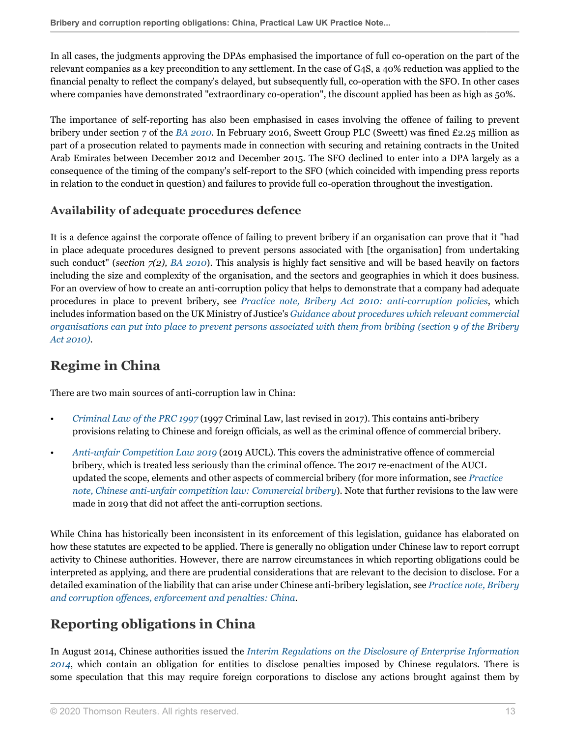In all cases, the judgments approving the DPAs emphasised the importance of full co-operation on the part of the relevant companies as a key precondition to any settlement. In the case of G4S, a 40% reduction was applied to the financial penalty to reflect the company's delayed, but subsequently full, co-operation with the SFO. In other cases where companies have demonstrated "extraordinary co-operation", the discount applied has been as high as 50%.

The importance of self-reporting has also been emphasised in cases involving the offence of failing to prevent bribery under section 7 of the *BA 2010*. In February 2016, Sweett Group PLC (Sweett) was fined £2.25 million as part of a prosecution related to payments made in connection with securing and retaining contracts in the United Arab Emirates between December 2012 and December 2015. The SFO declined to enter into a DPA largely as a consequence of the timing of the company's self-report to the SFO (which coincided with impending press reports in relation to the conduct in question) and failures to provide full co-operation throughout the investigation.

### Availability of adequate procedures defence

It is a defence against the corporate offence of failing to prevent bribery if an organisation can prove that it "had in place adequate procedures designed to prevent persons associated with [the organisation] from undertaking such conduct" (*section 7(2), BA 2010*). This analysis is highly fact sensitive and will be based heavily on factors including the size and complexity of the organisation, and the sectors and geographies in which it does business. For an overview of how to create an anti-corruption policy that helps to demonstrate that a company had adequate procedures in place to prevent bribery, see *Practice note, Bribery Act 2010: anti-corruption policies*, which includes information based on the UK Ministry of Justice's *Guidance about procedures which relevant commercial organisations can put into place to prevent persons associated with them from bribing (section 9 of the Bribery Act 2010)*.

## Regime in China

There are two main sources of anti-corruption law in China:

- *Criminal Law of the PRC 1997* (1997 Criminal Law, last revised in 2017). This contains anti-bribery provisions relating to Chinese and foreign officials, as well as the criminal offence of commercial bribery.
- *Anti-unfair Competition Law 2019* (2019 AUCL). This covers the administrative offence of commercial bribery, which is treated less seriously than the criminal offence. The 2017 re-enactment of the AUCL updated the scope, elements and other aspects of commercial bribery (for more information, see *Practice note, Chinese anti-unfair competition law: Commercial bribery*). Note that further revisions to the law were made in 2019 that did not affect the anti-corruption sections.

While China has historically been inconsistent in its enforcement of this legislation, guidance has elaborated on how these statutes are expected to be applied. There is generally no obligation under Chinese law to report corrupt activity to Chinese authorities. However, there are narrow circumstances in which reporting obligations could be interpreted as applying, and there are prudential considerations that are relevant to the decision to disclose. For a detailed examination of the liability that can arise under Chinese anti-bribery legislation, see *Practice note, Bribery and corruption offences, enforcement and penalties: China*.

## Reporting obligations in China

In August 2014, Chinese authorities issued the *Interim Regulations on the Disclosure of Enterprise Information 2014*, which contain an obligation for entities to disclose penalties imposed by Chinese regulators. There is some speculation that this may require foreign corporations to disclose any actions brought against them by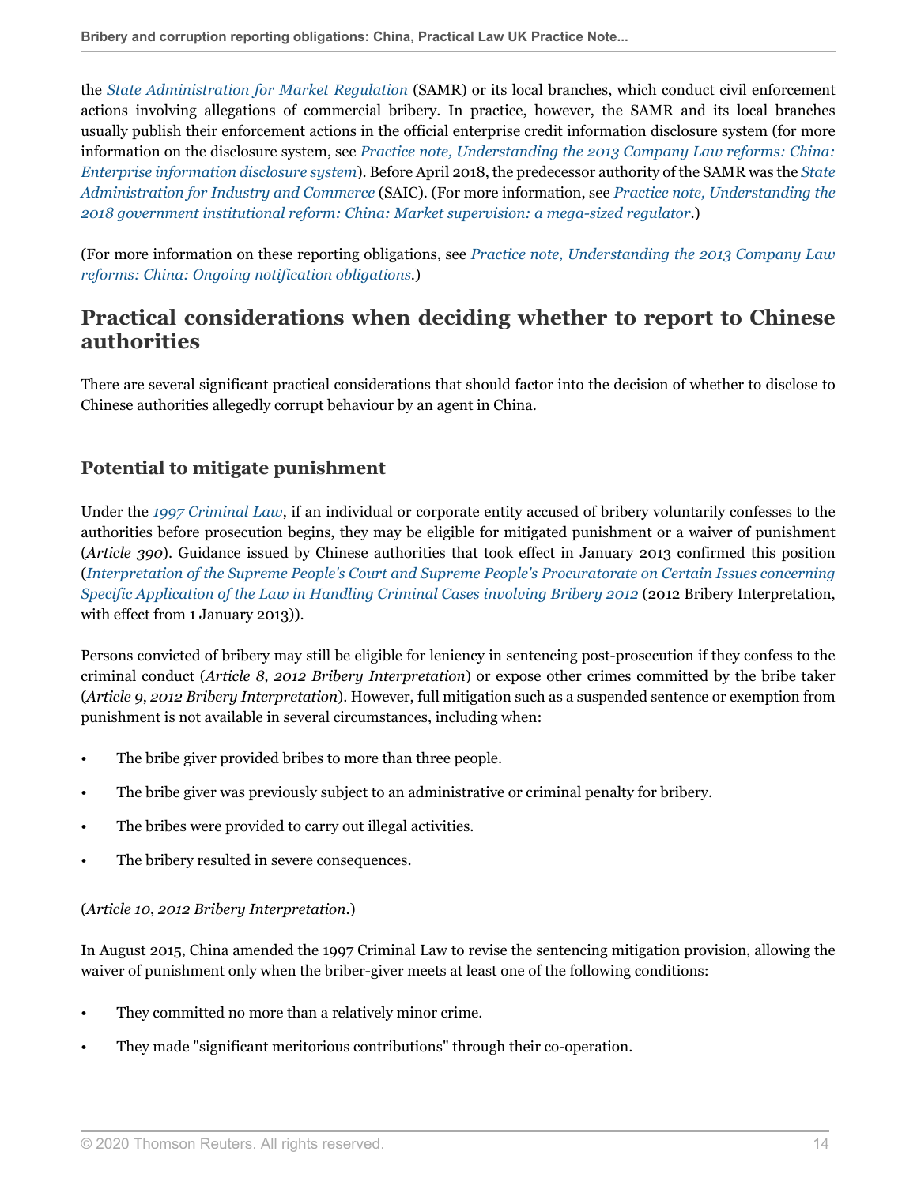the *State Administration for Market Regulation* (SAMR) or its local branches, which conduct civil enforcement actions involving allegations of commercial bribery. In practice, however, the SAMR and its local branches usually publish their enforcement actions in the official enterprise credit information disclosure system (for more information on the disclosure system, see *Practice note, Understanding the 2013 Company Law reforms: China: Enterprise information disclosure system*). Before April 2018, the predecessor authority of the SAMR was the *State Administration for Industry and Commerce* (SAIC). (For more information, see *Practice note, Understanding the 2018 government institutional reform: China: Market supervision: a mega-sized regulator*.)

(For more information on these reporting obligations, see *Practice note, Understanding the 2013 Company Law reforms: China: Ongoing notification obligations*.)

## Practical considerations when deciding whether to report to Chinese authorities

There are several significant practical considerations that should factor into the decision of whether to disclose to Chinese authorities allegedly corrupt behaviour by an agent in China.

### Potential to mitigate punishment

Under the *1997 Criminal Law*, if an individual or corporate entity accused of bribery voluntarily confesses to the authorities before prosecution begins, they may be eligible for mitigated punishment or a waiver of punishment (*Article 390*). Guidance issued by Chinese authorities that took effect in January 2013 confirmed this position (*Interpretation of the Supreme People's Court and Supreme People's Procuratorate on Certain Issues concerning Specific Application of the Law in Handling Criminal Cases involving Bribery 2012* (2012 Bribery Interpretation, with effect from 1 January 2013)).

Persons convicted of bribery may still be eligible for leniency in sentencing post-prosecution if they confess to the criminal conduct (*Article 8, 2012 Bribery Interpretation*) or expose other crimes committed by the bribe taker (*Article 9, 2012 Bribery Interpretation*). However, full mitigation such as a suspended sentence or exemption from punishment is not available in several circumstances, including when:

- The bribe giver provided bribes to more than three people.
- The bribe giver was previously subject to an administrative or criminal penalty for bribery.
- The bribes were provided to carry out illegal activities.
- The bribery resulted in severe consequences.

(*Article 10, 2012 Bribery Interpretation*.)

In August 2015, China amended the 1997 Criminal Law to revise the sentencing mitigation provision, allowing the waiver of punishment only when the briber-giver meets at least one of the following conditions:

- They committed no more than a relatively minor crime.
- They made "significant meritorious contributions" through their co-operation.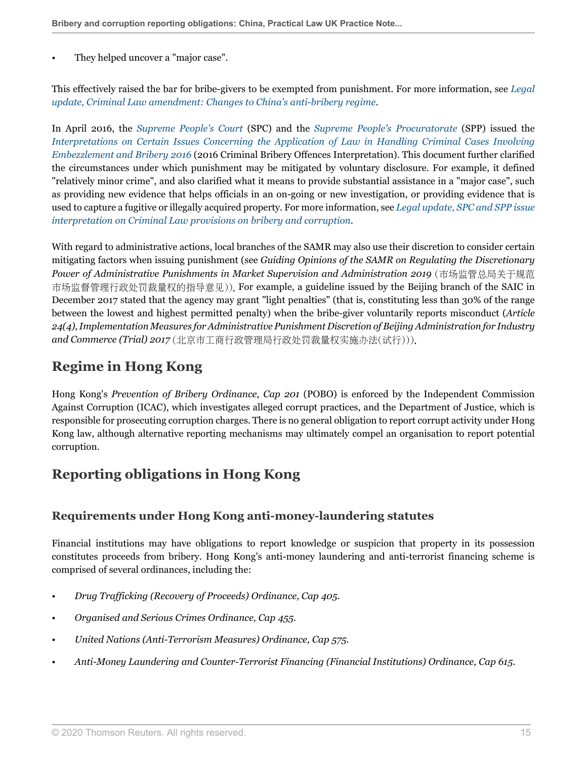- They helped uncover a "major case".

This effectively raised the bar for bribe-givers to be exempted from punishment. For more information, see *Legal update, Criminal Law amendment: Changes to China's anti-bribery regime*.

In April 2016, the *Supreme People's Court* (SPC) and the *Supreme People's Procuratorate* (SPP) issued the *Interpretations on Certain Issues Concerning the Application of Law in Handling Criminal Cases Involving Embezzlement and Bribery 2016* (2016 Criminal Bribery Offences Interpretation). This document further clarified the circumstances under which punishment may be mitigated by voluntary disclosure. For example, it defined "relatively minor crime", and also clarified what it means to provide substantial assistance in a "major case", such as providing new evidence that helps officials in an on-going or new investigation, or providing evidence that is used to capture a fugitive or illegally acquired property. For more information, see *Legal update, SPC and SPP issue interpretation on Criminal Law provisions on bribery and corruption*.

With regard to administrative actions, local branches of the SAMR may also use their discretion to consider certain mitigating factors when issuing punishment (see *Guiding Opinions of the SAMR on Regulating the Discretionary Power of Administrative Punishments in Market Supervision and Administration 2019* (市场监管总局关于规范市场监督管理行政处罚裁量权的指导意见)). For example, a guideline issued by the Beijing branch of the SAIC in December 2017 stated that the agency may grant "light penalties" (that is, constituting less than 30% of the range between the lowest and highest permitted penalty) when the bribe-giver voluntarily reports misconduct (*Article 24(4), Implementation Measures for Administrative Punishment Discretion of Beijing Administration for Industry and Commerce (Trial) 2017* (北京市工商行政管理局行政处罚裁量权实施办法(试行))).

## Regime in Hong Kong

Hong Kong's *Prevention of Bribery Ordinance, Cap 201* (POBO) is enforced by the Independent Commission Against Corruption (ICAC), which investigates alleged corrupt practices, and the Department of Justice, which is responsible for prosecuting corruption charges. There is no general obligation to report corrupt activity under Hong Kong law, although alternative reporting mechanisms may ultimately compel an organisation to report potential corruption.

## Reporting obligations in Hong Kong

### Requirements under Hong Kong anti-money-laundering statutes

Financial institutions may have obligations to report knowledge or suspicion that property in its possession constitutes proceeds from bribery. Hong Kong's anti-money laundering and anti-terrorist financing scheme is comprised of several ordinances, including the:

- *Drug Trafficking (Recovery of Proceeds) Ordinance, Cap 405.*
- *Organised and Serious Crimes Ordinance, Cap 455.*
- *United Nations (Anti-Terrorism Measures) Ordinance, Cap 575.*
- *Anti-Money Laundering and Counter-Terrorist Financing (Financial Institutions) Ordinance, Cap 615.*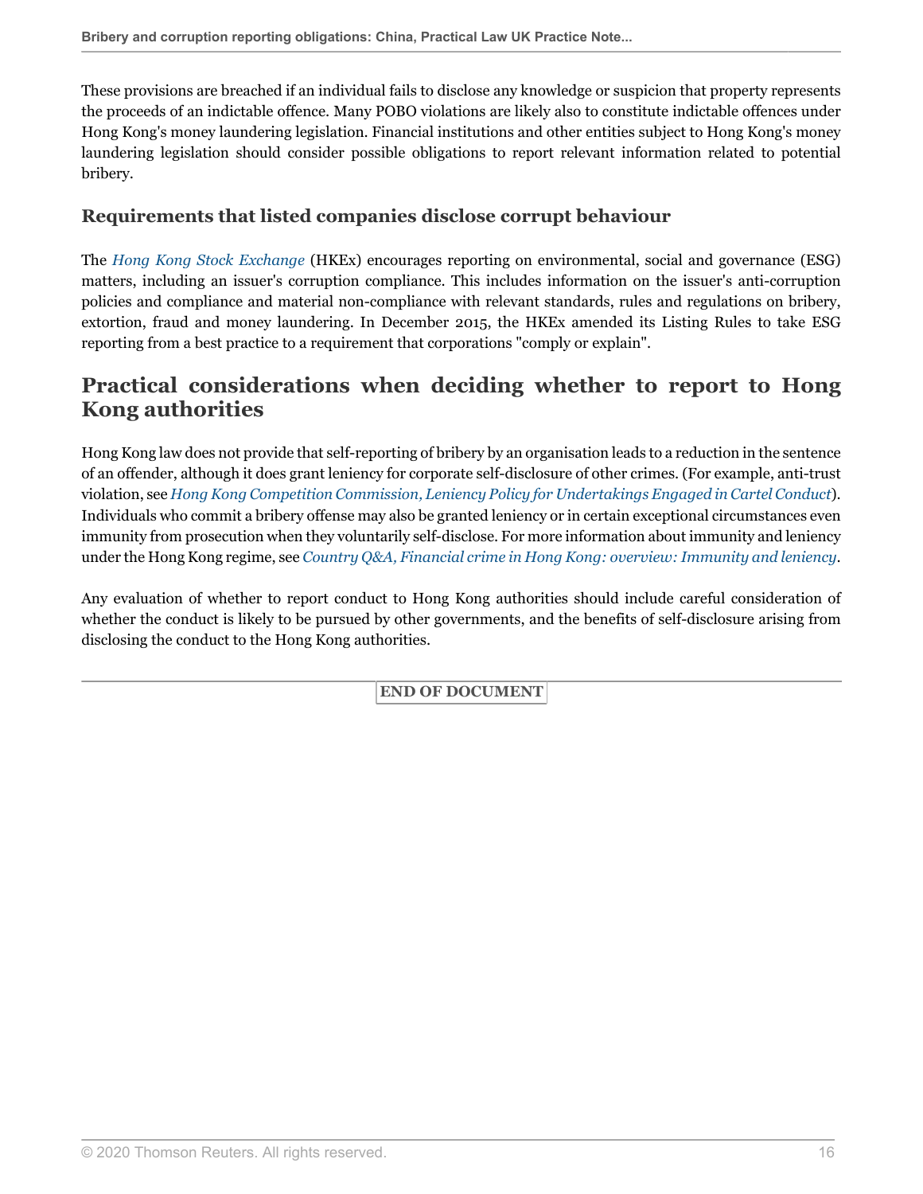These provisions are breached if an individual fails to disclose any knowledge or suspicion that property represents the proceeds of an indictable offence. Many POBO violations are likely also to constitute indictable offences under Hong Kong's money laundering legislation. Financial institutions and other entities subject to Hong Kong's money laundering legislation should consider possible obligations to report relevant information related to potential bribery.

### Requirements that listed companies disclose corrupt behaviour

The *Hong Kong Stock Exchange* (HKEx) encourages reporting on environmental, social and governance (ESG) matters, including an issuer's corruption compliance. This includes information on the issuer's anti-corruption policies and compliance and material non-compliance with relevant standards, rules and regulations on bribery, extortion, fraud and money laundering. In December 2015, the HKEx amended its Listing Rules to take ESG reporting from a best practice to a requirement that corporations "comply or explain".

## Practical considerations when deciding whether to report to Hong Kong authorities

Hong Kong law does not provide that self-reporting of bribery by an organisation leads to a reduction in the sentence of an offender, although it does grant leniency for corporate self-disclosure of other crimes. (For example, anti-trust violation, see *Hong Kong Competition Commission, Leniency Policy for Undertakings Engaged in Cartel Conduct*). Individuals who commit a bribery offense may also be granted leniency or in certain exceptional circumstances even immunity from prosecution when they voluntarily self-disclose. For more information about immunity and leniency under the Hong Kong regime, see *Country Q&A, Financial crime in Hong Kong: overview: Immunity and leniency*.

Any evaluation of whether to report conduct to Hong Kong authorities should include careful consideration of whether the conduct is likely to be pursued by other governments, and the benefits of self-disclosure arising from disclosing the conduct to the Hong Kong authorities.

**END OF DOCUMENT**